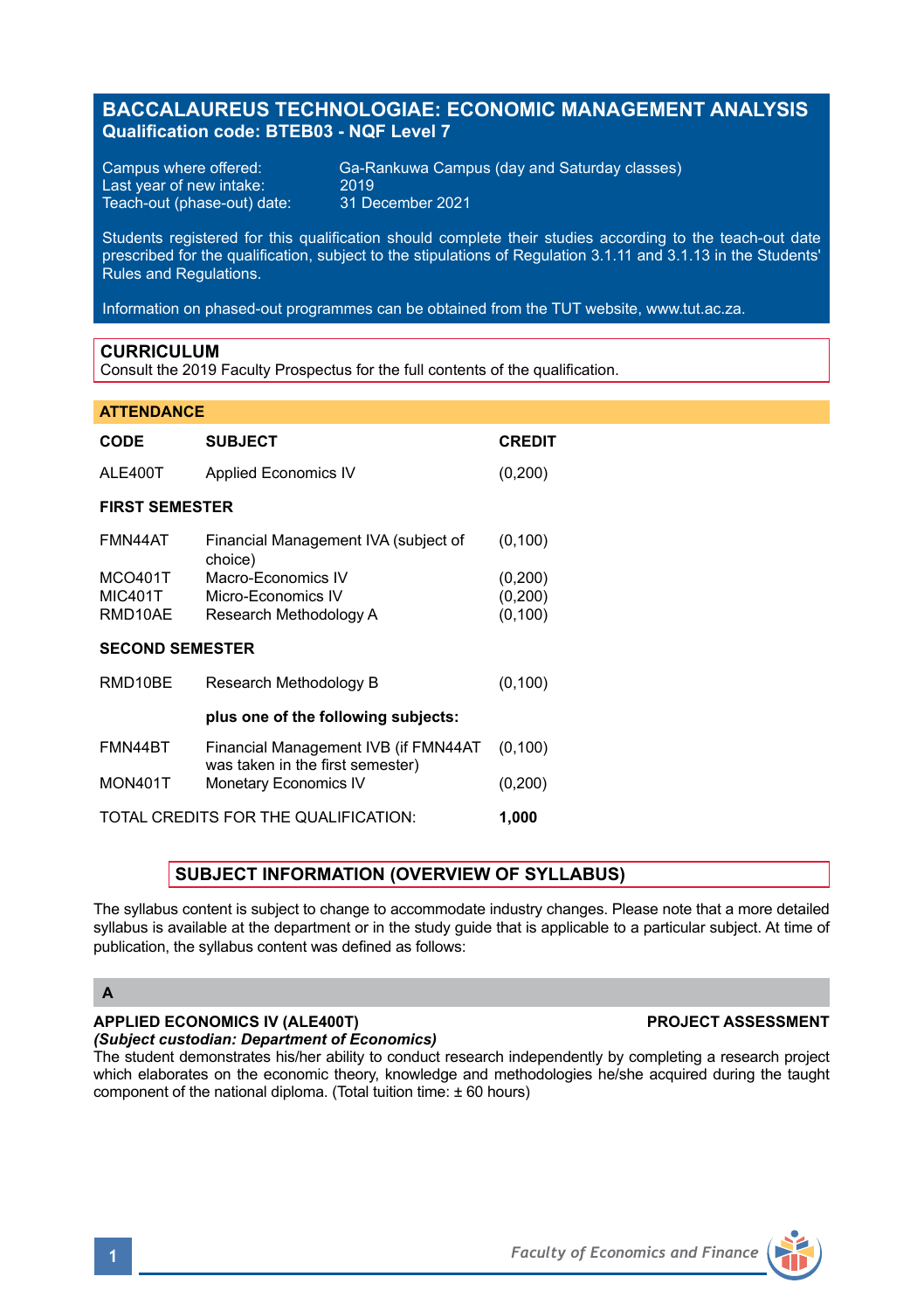# BACCALAUREUS TECHNOLOGIAE: ECONOMIC MANAGEMENT ANALYSIS

**Qualification code: BTEB03 - NQF Level 7**

Campus where offered: Ga-Rankuwa Campus (day and Saturday classes)
Last year of new intake: 2019
Teach-out (phase-out) date: 31 December 2021

Students registered for this qualification should complete their studies according to the teach-out date prescribed for the qualification, subject to the stipulations of Regulation 3.1.11 and 3.1.13 in the Students' Rules and Regulations.

Information on phased-out programmes can be obtained from the TUT website, www.tut.ac.za.

## CURRICULUM

Consult the 2019 Faculty Prospectus for the full contents of the qualification.

## ATTENDANCE

| CODE | SUBJECT | CREDIT |
|---|---|---|
| ALE400T | Applied Economics IV | (0,200) |
| **FIRST SEMESTER** | | |
| FMN44AT | Financial Management IVA (subject of choice) | (0,100) |
| MCO401T | Macro-Economics IV | (0,200) |
| MIC401T | Micro-Economics IV | (0,200) |
| RMD10AE | Research Methodology A | (0,100) |
| **SECOND SEMESTER** | | |
| RMD10BE | Research Methodology B | (0,100) |
| | **plus one of the following subjects:** | |
| FMN44BT | Financial Management IVB (if FMN44AT was taken in the first semester) | (0,100) |
| MON401T | Monetary Economics IV | (0,200) |
| TOTAL CREDITS FOR THE QUALIFICATION: | | **1,000** |

## SUBJECT INFORMATION (OVERVIEW OF SYLLABUS)

The syllabus content is subject to change to accommodate industry changes. Please note that a more detailed syllabus is available at the department or in the study guide that is applicable to a particular subject. At time of publication, the syllabus content was defined as follows:

### A

**APPLIED ECONOMICS IV (ALE400T)** **PROJECT ASSESSMENT**
***(Subject custodian: Department of Economics)***
The student demonstrates his/her ability to conduct research independently by completing a research project which elaborates on the economic theory, knowledge and methodologies he/she acquired during the taught component of the national diploma. (Total tuition time: ± 60 hours)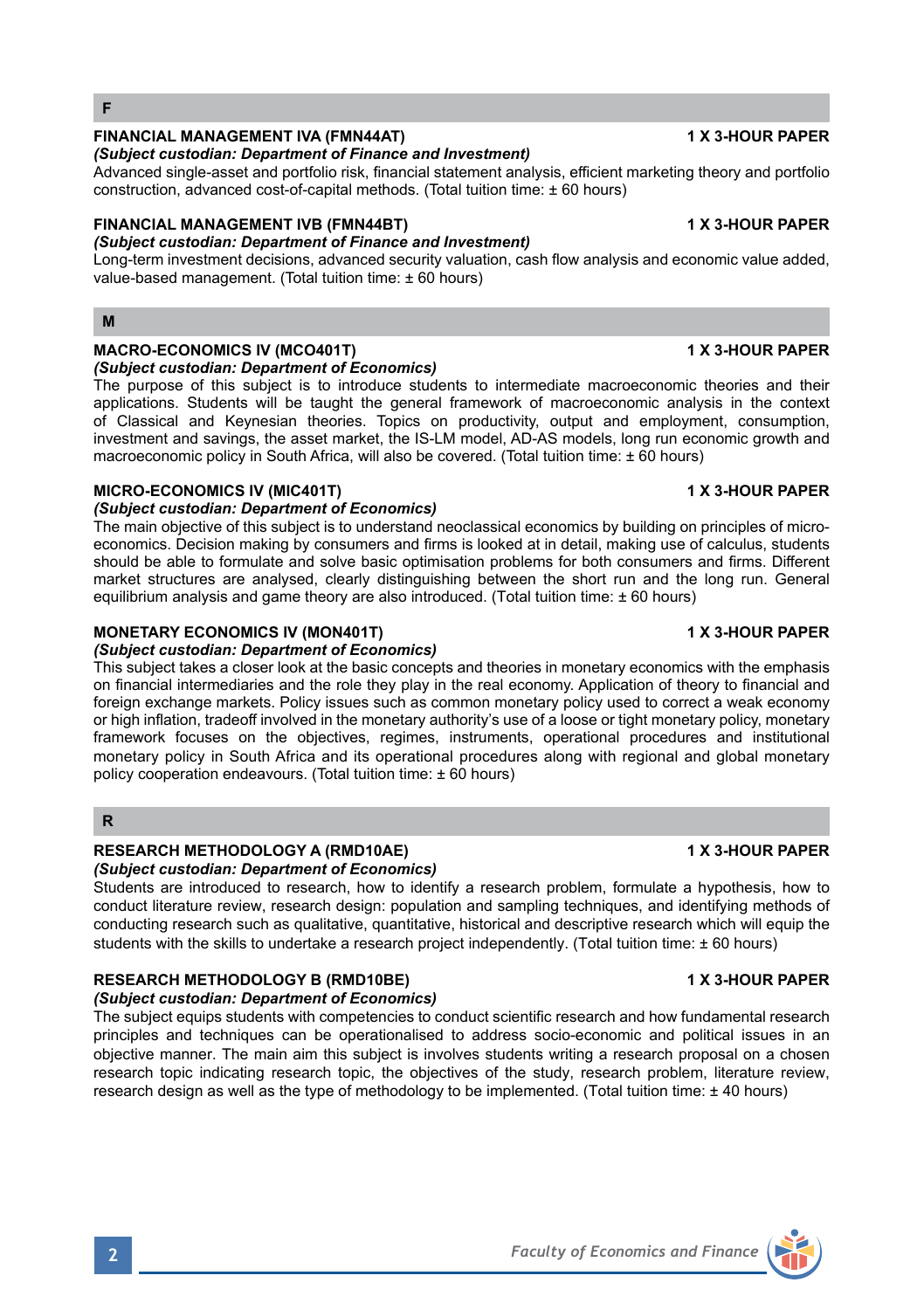## F

**FINANCIAL MANAGEMENT IVA (FMN44AT)** **1 X 3-HOUR PAPER**
***(Subject custodian: Department of Finance and Investment)***
Advanced single-asset and portfolio risk, financial statement analysis, efficient marketing theory and portfolio construction, advanced cost-of-capital methods. (Total tuition time: ± 60 hours)

**FINANCIAL MANAGEMENT IVB (FMN44BT)** **1 X 3-HOUR PAPER**
***(Subject custodian: Department of Finance and Investment)***
Long-term investment decisions, advanced security valuation, cash flow analysis and economic value added, value-based management. (Total tuition time: ± 60 hours)

## M

**MACRO-ECONOMICS IV (MCO401T)** **1 X 3-HOUR PAPER**
***(Subject custodian: Department of Economics)***
The purpose of this subject is to introduce students to intermediate macroeconomic theories and their applications. Students will be taught the general framework of macroeconomic analysis in the context of Classical and Keynesian theories. Topics on productivity, output and employment, consumption, investment and savings, the asset market, the IS-LM model, AD-AS models, long run economic growth and macroeconomic policy in South Africa, will also be covered. (Total tuition time: ± 60 hours)

**MICRO-ECONOMICS IV (MIC401T)** **1 X 3-HOUR PAPER**
***(Subject custodian: Department of Economics)***
The main objective of this subject is to understand neoclassical economics by building on principles of micro-economics. Decision making by consumers and firms is looked at in detail, making use of calculus, students should be able to formulate and solve basic optimisation problems for both consumers and firms. Different market structures are analysed, clearly distinguishing between the short run and the long run. General equilibrium analysis and game theory are also introduced. (Total tuition time: ± 60 hours)

**MONETARY ECONOMICS IV (MON401T)** **1 X 3-HOUR PAPER**
***(Subject custodian: Department of Economics)***
This subject takes a closer look at the basic concepts and theories in monetary economics with the emphasis on financial intermediaries and the role they play in the real economy. Application of theory to financial and foreign exchange markets. Policy issues such as common monetary policy used to correct a weak economy or high inflation, tradeoff involved in the monetary authority's use of a loose or tight monetary policy, monetary framework focuses on the objectives, regimes, instruments, operational procedures and institutional monetary policy in South Africa and its operational procedures along with regional and global monetary policy cooperation endeavours. (Total tuition time: ± 60 hours)

## R

**RESEARCH METHODOLOGY A (RMD10AE)** **1 X 3-HOUR PAPER**
***(Subject custodian: Department of Economics)***
Students are introduced to research, how to identify a research problem, formulate a hypothesis, how to conduct literature review, research design: population and sampling techniques, and identifying methods of conducting research such as qualitative, quantitative, historical and descriptive research which will equip the students with the skills to undertake a research project independently. (Total tuition time: ± 60 hours)

**RESEARCH METHODOLOGY B (RMD10BE)** **1 X 3-HOUR PAPER**
***(Subject custodian: Department of Economics)***
The subject equips students with competencies to conduct scientific research and how fundamental research principles and techniques can be operationalised to address socio-economic and political issues in an objective manner. The main aim this subject is involves students writing a research proposal on a chosen research topic indicating research topic, the objectives of the study, research problem, literature review, research design as well as the type of methodology to be implemented. (Total tuition time: ± 40 hours)